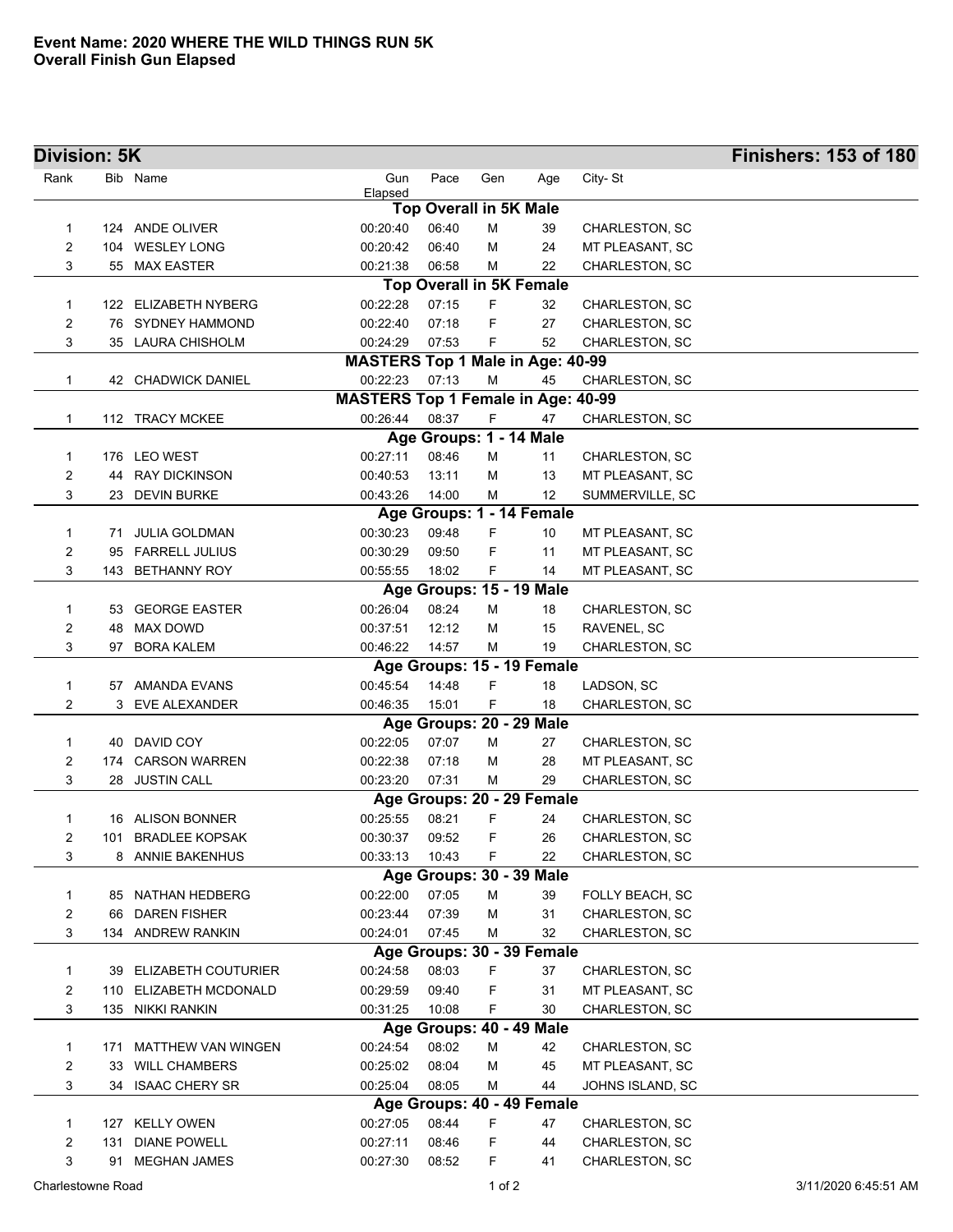**Event Name: 2020 WHERE THE WILD THINGS RUN 5K**
**Overall Finish Gun Elapsed**

## Division: 5K

**Finishers: 153 of 180**

| Rank | Bib | Name | Gun Elapsed | Pace | Gen | Age | City- St |
|---|---|---|---|---|---|---|---|
| | | **Top Overall in 5K Male** | | | | | |
| 1 | 124 | ANDE OLIVER | 00:20:40 | 06:40 | M | 39 | CHARLESTON, SC |
| 2 | 104 | WESLEY LONG | 00:20:42 | 06:40 | M | 24 | MT PLEASANT, SC |
| 3 | 55 | MAX EASTER | 00:21:38 | 06:58 | M | 22 | CHARLESTON, SC |
| | | **Top Overall in 5K Female** | | | | | |
| 1 | 122 | ELIZABETH NYBERG | 00:22:28 | 07:15 | F | 32 | CHARLESTON, SC |
| 2 | 76 | SYDNEY HAMMOND | 00:22:40 | 07:18 | F | 27 | CHARLESTON, SC |
| 3 | 35 | LAURA CHISHOLM | 00:24:29 | 07:53 | F | 52 | CHARLESTON, SC |
| | | **MASTERS Top 1 Male in Age: 40-99** | | | | | |
| 1 | 42 | CHADWICK DANIEL | 00:22:23 | 07:13 | M | 45 | CHARLESTON, SC |
| | | **MASTERS Top 1 Female in Age: 40-99** | | | | | |
| 1 | 112 | TRACY MCKEE | 00:26:44 | 08:37 | F | 47 | CHARLESTON, SC |
| | | **Age Groups: 1 - 14 Male** | | | | | |
| 1 | 176 | LEO WEST | 00:27:11 | 08:46 | M | 11 | CHARLESTON, SC |
| 2 | 44 | RAY DICKINSON | 00:40:53 | 13:11 | M | 13 | MT PLEASANT, SC |
| 3 | 23 | DEVIN BURKE | 00:43:26 | 14:00 | M | 12 | SUMMERVILLE, SC |
| | | **Age Groups: 1 - 14 Female** | | | | | |
| 1 | 71 | JULIA GOLDMAN | 00:30:23 | 09:48 | F | 10 | MT PLEASANT, SC |
| 2 | 95 | FARRELL JULIUS | 00:30:29 | 09:50 | F | 11 | MT PLEASANT, SC |
| 3 | 143 | BETHANNY ROY | 00:55:55 | 18:02 | F | 14 | MT PLEASANT, SC |
| | | **Age Groups: 15 - 19 Male** | | | | | |
| 1 | 53 | GEORGE EASTER | 00:26:04 | 08:24 | M | 18 | CHARLESTON, SC |
| 2 | 48 | MAX DOWD | 00:37:51 | 12:12 | M | 15 | RAVENEL, SC |
| 3 | 97 | BORA KALEM | 00:46:22 | 14:57 | M | 19 | CHARLESTON, SC |
| | | **Age Groups: 15 - 19 Female** | | | | | |
| 1 | 57 | AMANDA EVANS | 00:45:54 | 14:48 | F | 18 | LADSON, SC |
| 2 | 3 | EVE ALEXANDER | 00:46:35 | 15:01 | F | 18 | CHARLESTON, SC |
| | | **Age Groups: 20 - 29 Male** | | | | | |
| 1 | 40 | DAVID COY | 00:22:05 | 07:07 | M | 27 | CHARLESTON, SC |
| 2 | 174 | CARSON WARREN | 00:22:38 | 07:18 | M | 28 | MT PLEASANT, SC |
| 3 | 28 | JUSTIN CALL | 00:23:20 | 07:31 | M | 29 | CHARLESTON, SC |
| | | **Age Groups: 20 - 29 Female** | | | | | |
| 1 | 16 | ALISON BONNER | 00:25:55 | 08:21 | F | 24 | CHARLESTON, SC |
| 2 | 101 | BRADLEE KOPSAK | 00:30:37 | 09:52 | F | 26 | CHARLESTON, SC |
| 3 | 8 | ANNIE BAKENHUS | 00:33:13 | 10:43 | F | 22 | CHARLESTON, SC |
| | | **Age Groups: 30 - 39 Male** | | | | | |
| 1 | 85 | NATHAN HEDBERG | 00:22:00 | 07:05 | M | 39 | FOLLY BEACH, SC |
| 2 | 66 | DAREN FISHER | 00:23:44 | 07:39 | M | 31 | CHARLESTON, SC |
| 3 | 134 | ANDREW RANKIN | 00:24:01 | 07:45 | M | 32 | CHARLESTON, SC |
| | | **Age Groups: 30 - 39 Female** | | | | | |
| 1 | 39 | ELIZABETH COUTURIER | 00:24:58 | 08:03 | F | 37 | CHARLESTON, SC |
| 2 | 110 | ELIZABETH MCDONALD | 00:29:59 | 09:40 | F | 31 | MT PLEASANT, SC |
| 3 | 135 | NIKKI RANKIN | 00:31:25 | 10:08 | F | 30 | CHARLESTON, SC |
| | | **Age Groups: 40 - 49 Male** | | | | | |
| 1 | 171 | MATTHEW VAN WINGEN | 00:24:54 | 08:02 | M | 42 | CHARLESTON, SC |
| 2 | 33 | WILL CHAMBERS | 00:25:02 | 08:04 | M | 45 | MT PLEASANT, SC |
| 3 | 34 | ISAAC CHERY SR | 00:25:04 | 08:05 | M | 44 | JOHNS ISLAND, SC |
| | | **Age Groups: 40 - 49 Female** | | | | | |
| 1 | 127 | KELLY OWEN | 00:27:05 | 08:44 | F | 47 | CHARLESTON, SC |
| 2 | 131 | DIANE POWELL | 00:27:11 | 08:46 | F | 44 | CHARLESTON, SC |
| 3 | 91 | MEGHAN JAMES | 00:27:30 | 08:52 | F | 41 | CHARLESTON, SC |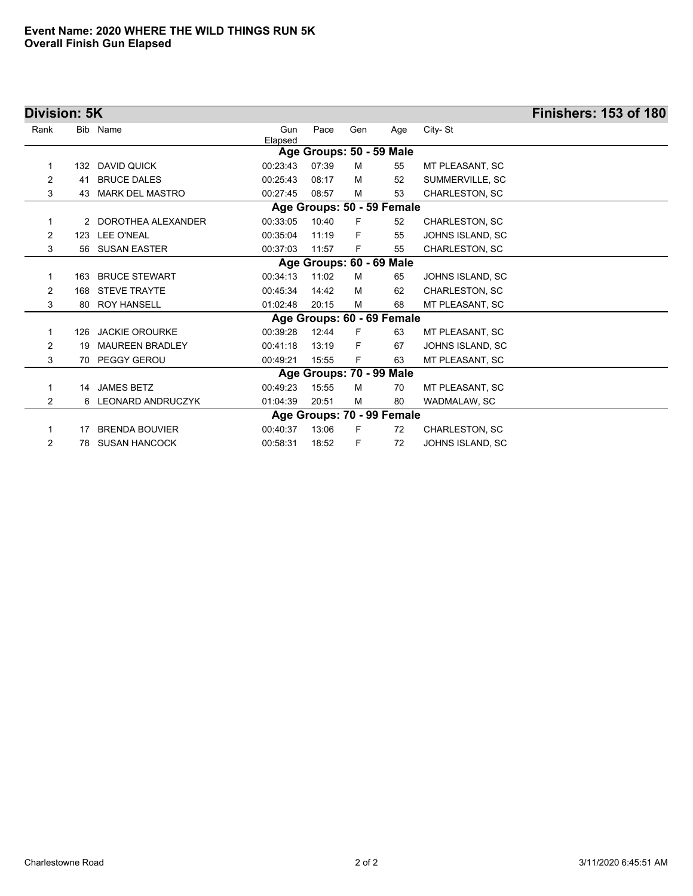**Event Name: 2020 WHERE THE WILD THINGS RUN 5K**
**Overall Finish Gun Elapsed**

## Division: 5K — Finishers: 153 of 180

| Rank | Bib | Name | Gun Elapsed | Pace | Gen | Age | City- St |
|---|---|---|---|---|---|---|---|
| **Age Groups: 50 - 59 Male** | | | | | | | |
| 1 | 132 | DAVID QUICK | 00:23:43 | 07:39 | M | 55 | MT PLEASANT, SC |
| 2 | 41 | BRUCE DALES | 00:25:43 | 08:17 | M | 52 | SUMMERVILLE, SC |
| 3 | 43 | MARK DEL MASTRO | 00:27:45 | 08:57 | M | 53 | CHARLESTON, SC |
| **Age Groups: 50 - 59 Female** | | | | | | | |
| 1 | 2 | DOROTHEA ALEXANDER | 00:33:05 | 10:40 | F | 52 | CHARLESTON, SC |
| 2 | 123 | LEE O'NEAL | 00:35:04 | 11:19 | F | 55 | JOHNS ISLAND, SC |
| 3 | 56 | SUSAN EASTER | 00:37:03 | 11:57 | F | 55 | CHARLESTON, SC |
| **Age Groups: 60 - 69 Male** | | | | | | | |
| 1 | 163 | BRUCE STEWART | 00:34:13 | 11:02 | M | 65 | JOHNS ISLAND, SC |
| 2 | 168 | STEVE TRAYTE | 00:45:34 | 14:42 | M | 62 | CHARLESTON, SC |
| 3 | 80 | ROY HANSELL | 01:02:48 | 20:15 | M | 68 | MT PLEASANT, SC |
| **Age Groups: 60 - 69 Female** | | | | | | | |
| 1 | 126 | JACKIE OROURKE | 00:39:28 | 12:44 | F | 63 | MT PLEASANT, SC |
| 2 | 19 | MAUREEN BRADLEY | 00:41:18 | 13:19 | F | 67 | JOHNS ISLAND, SC |
| 3 | 70 | PEGGY GEROU | 00:49:21 | 15:55 | F | 63 | MT PLEASANT, SC |
| **Age Groups: 70 - 99 Male** | | | | | | | |
| 1 | 14 | JAMES BETZ | 00:49:23 | 15:55 | M | 70 | MT PLEASANT, SC |
| 2 | 6 | LEONARD ANDRUCZYK | 01:04:39 | 20:51 | M | 80 | WADMALAW, SC |
| **Age Groups: 70 - 99 Female** | | | | | | | |
| 1 | 17 | BRENDA BOUVIER | 00:40:37 | 13:06 | F | 72 | CHARLESTON, SC |
| 2 | 78 | SUSAN HANCOCK | 00:58:31 | 18:52 | F | 72 | JOHNS ISLAND, SC |

Charlestowne Road

3/11/2020 6:45:51 AM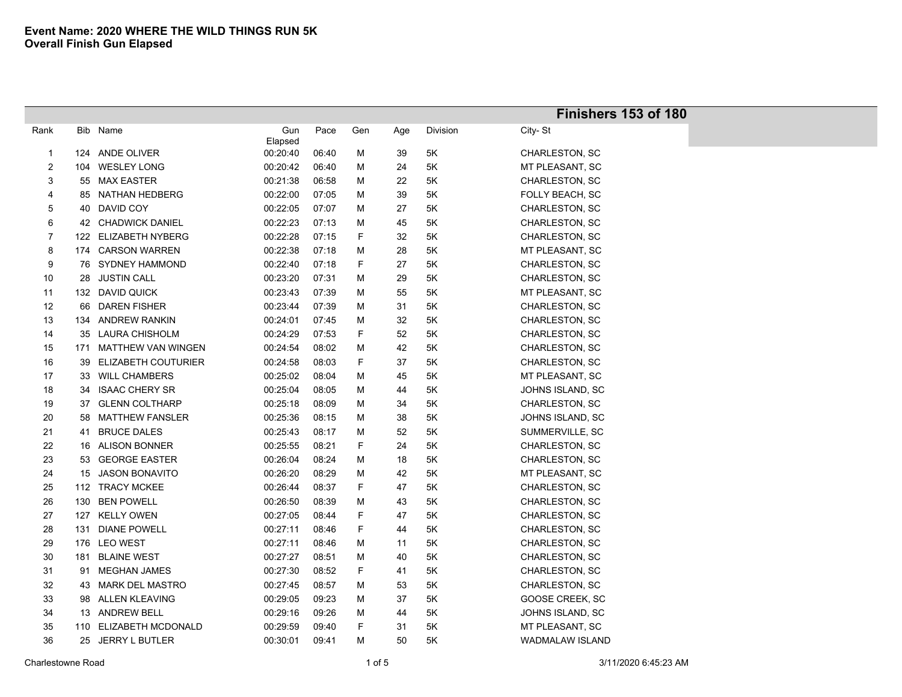**Event Name: 2020 WHERE THE WILD THINGS RUN 5K**
**Overall Finish Gun Elapsed**

**Finishers 153 of 180**

| Rank | Bib | Name | Gun Elapsed | Pace | Gen | Age | Division | City- St |
|---|---|---|---|---|---|---|---|---|
| 1 | 124 | ANDE OLIVER | 00:20:40 | 06:40 | M | 39 | 5K | CHARLESTON, SC |
| 2 | 104 | WESLEY LONG | 00:20:42 | 06:40 | M | 24 | 5K | MT PLEASANT, SC |
| 3 | 55 | MAX EASTER | 00:21:38 | 06:58 | M | 22 | 5K | CHARLESTON, SC |
| 4 | 85 | NATHAN HEDBERG | 00:22:00 | 07:05 | M | 39 | 5K | FOLLY BEACH, SC |
| 5 | 40 | DAVID COY | 00:22:05 | 07:07 | M | 27 | 5K | CHARLESTON, SC |
| 6 | 42 | CHADWICK DANIEL | 00:22:23 | 07:13 | M | 45 | 5K | CHARLESTON, SC |
| 7 | 122 | ELIZABETH NYBERG | 00:22:28 | 07:15 | F | 32 | 5K | CHARLESTON, SC |
| 8 | 174 | CARSON WARREN | 00:22:38 | 07:18 | M | 28 | 5K | MT PLEASANT, SC |
| 9 | 76 | SYDNEY HAMMOND | 00:22:40 | 07:18 | F | 27 | 5K | CHARLESTON, SC |
| 10 | 28 | JUSTIN CALL | 00:23:20 | 07:31 | M | 29 | 5K | CHARLESTON, SC |
| 11 | 132 | DAVID QUICK | 00:23:43 | 07:39 | M | 55 | 5K | MT PLEASANT, SC |
| 12 | 66 | DAREN FISHER | 00:23:44 | 07:39 | M | 31 | 5K | CHARLESTON, SC |
| 13 | 134 | ANDREW RANKIN | 00:24:01 | 07:45 | M | 32 | 5K | CHARLESTON, SC |
| 14 | 35 | LAURA CHISHOLM | 00:24:29 | 07:53 | F | 52 | 5K | CHARLESTON, SC |
| 15 | 171 | MATTHEW VAN WINGEN | 00:24:54 | 08:02 | M | 42 | 5K | CHARLESTON, SC |
| 16 | 39 | ELIZABETH COUTURIER | 00:24:58 | 08:03 | F | 37 | 5K | CHARLESTON, SC |
| 17 | 33 | WILL CHAMBERS | 00:25:02 | 08:04 | M | 45 | 5K | MT PLEASANT, SC |
| 18 | 34 | ISAAC CHERY SR | 00:25:04 | 08:05 | M | 44 | 5K | JOHNS ISLAND, SC |
| 19 | 37 | GLENN COLTHARP | 00:25:18 | 08:09 | M | 34 | 5K | CHARLESTON, SC |
| 20 | 58 | MATTHEW FANSLER | 00:25:36 | 08:15 | M | 38 | 5K | JOHNS ISLAND, SC |
| 21 | 41 | BRUCE DALES | 00:25:43 | 08:17 | M | 52 | 5K | SUMMERVILLE, SC |
| 22 | 16 | ALISON BONNER | 00:25:55 | 08:21 | F | 24 | 5K | CHARLESTON, SC |
| 23 | 53 | GEORGE EASTER | 00:26:04 | 08:24 | M | 18 | 5K | CHARLESTON, SC |
| 24 | 15 | JASON BONAVITO | 00:26:20 | 08:29 | M | 42 | 5K | MT PLEASANT, SC |
| 25 | 112 | TRACY MCKEE | 00:26:44 | 08:37 | F | 47 | 5K | CHARLESTON, SC |
| 26 | 130 | BEN POWELL | 00:26:50 | 08:39 | M | 43 | 5K | CHARLESTON, SC |
| 27 | 127 | KELLY OWEN | 00:27:05 | 08:44 | F | 47 | 5K | CHARLESTON, SC |
| 28 | 131 | DIANE POWELL | 00:27:11 | 08:46 | F | 44 | 5K | CHARLESTON, SC |
| 29 | 176 | LEO WEST | 00:27:11 | 08:46 | M | 11 | 5K | CHARLESTON, SC |
| 30 | 181 | BLAINE WEST | 00:27:27 | 08:51 | M | 40 | 5K | CHARLESTON, SC |
| 31 | 91 | MEGHAN JAMES | 00:27:30 | 08:52 | F | 41 | 5K | CHARLESTON, SC |
| 32 | 43 | MARK DEL MASTRO | 00:27:45 | 08:57 | M | 53 | 5K | CHARLESTON, SC |
| 33 | 98 | ALLEN KLEAVING | 00:29:05 | 09:23 | M | 37 | 5K | GOOSE CREEK, SC |
| 34 | 13 | ANDREW BELL | 00:29:16 | 09:26 | M | 44 | 5K | JOHNS ISLAND, SC |
| 35 | 110 | ELIZABETH MCDONALD | 00:29:59 | 09:40 | F | 31 | 5K | MT PLEASANT, SC |
| 36 | 25 | JERRY L BUTLER | 00:30:01 | 09:41 | M | 50 | 5K | WADMALAW ISLAND |

Charlestowne Road

3/11/2020 6:45:23 AM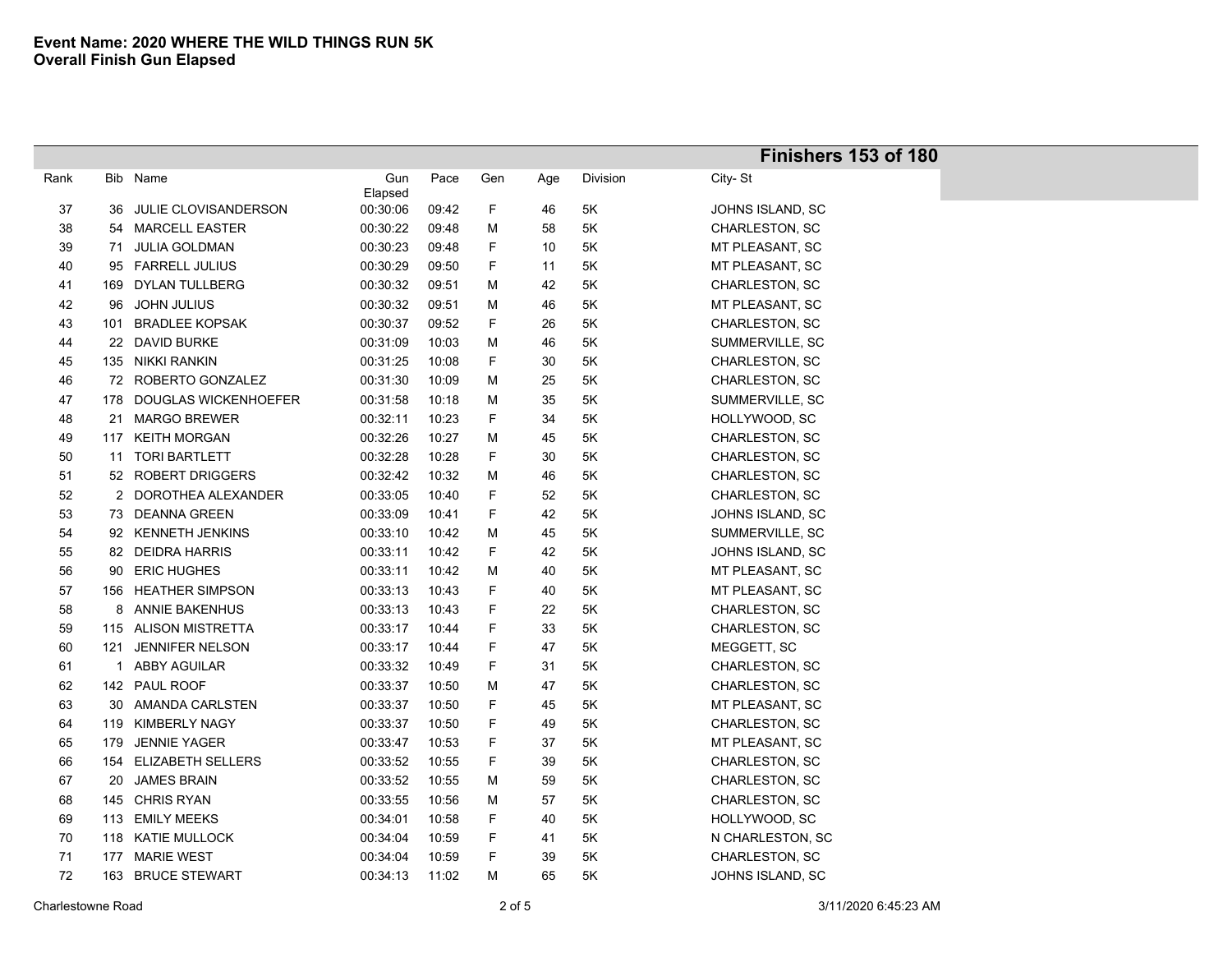**Event Name: 2020 WHERE THE WILD THINGS RUN 5K**
**Overall Finish Gun Elapsed**

**Finishers 153 of 180**

| Rank | Bib | Name | Gun Elapsed | Pace | Gen | Age | Division | City- St |
|---|---|---|---|---|---|---|---|---|
| 37 | 36 | JULIE CLOVISANDERSON | 00:30:06 | 09:42 | F | 46 | 5K | JOHNS ISLAND, SC |
| 38 | 54 | MARCELL EASTER | 00:30:22 | 09:48 | M | 58 | 5K | CHARLESTON, SC |
| 39 | 71 | JULIA GOLDMAN | 00:30:23 | 09:48 | F | 10 | 5K | MT PLEASANT, SC |
| 40 | 95 | FARRELL JULIUS | 00:30:29 | 09:50 | F | 11 | 5K | MT PLEASANT, SC |
| 41 | 169 | DYLAN TULLBERG | 00:30:32 | 09:51 | M | 42 | 5K | CHARLESTON, SC |
| 42 | 96 | JOHN JULIUS | 00:30:32 | 09:51 | M | 46 | 5K | MT PLEASANT, SC |
| 43 | 101 | BRADLEE KOPSAK | 00:30:37 | 09:52 | F | 26 | 5K | CHARLESTON, SC |
| 44 | 22 | DAVID BURKE | 00:31:09 | 10:03 | M | 46 | 5K | SUMMERVILLE, SC |
| 45 | 135 | NIKKI RANKIN | 00:31:25 | 10:08 | F | 30 | 5K | CHARLESTON, SC |
| 46 | 72 | ROBERTO GONZALEZ | 00:31:30 | 10:09 | M | 25 | 5K | CHARLESTON, SC |
| 47 | 178 | DOUGLAS WICKENHOEFER | 00:31:58 | 10:18 | M | 35 | 5K | SUMMERVILLE, SC |
| 48 | 21 | MARGO BREWER | 00:32:11 | 10:23 | F | 34 | 5K | HOLLYWOOD, SC |
| 49 | 117 | KEITH MORGAN | 00:32:26 | 10:27 | M | 45 | 5K | CHARLESTON, SC |
| 50 | 11 | TORI BARTLETT | 00:32:28 | 10:28 | F | 30 | 5K | CHARLESTON, SC |
| 51 | 52 | ROBERT DRIGGERS | 00:32:42 | 10:32 | M | 46 | 5K | CHARLESTON, SC |
| 52 | 2 | DOROTHEA ALEXANDER | 00:33:05 | 10:40 | F | 52 | 5K | CHARLESTON, SC |
| 53 | 73 | DEANNA GREEN | 00:33:09 | 10:41 | F | 42 | 5K | JOHNS ISLAND, SC |
| 54 | 92 | KENNETH JENKINS | 00:33:10 | 10:42 | M | 45 | 5K | SUMMERVILLE, SC |
| 55 | 82 | DEIDRA HARRIS | 00:33:11 | 10:42 | F | 42 | 5K | JOHNS ISLAND, SC |
| 56 | 90 | ERIC HUGHES | 00:33:11 | 10:42 | M | 40 | 5K | MT PLEASANT, SC |
| 57 | 156 | HEATHER SIMPSON | 00:33:13 | 10:43 | F | 40 | 5K | MT PLEASANT, SC |
| 58 | 8 | ANNIE BAKENHUS | 00:33:13 | 10:43 | F | 22 | 5K | CHARLESTON, SC |
| 59 | 115 | ALISON MISTRETTA | 00:33:17 | 10:44 | F | 33 | 5K | CHARLESTON, SC |
| 60 | 121 | JENNIFER NELSON | 00:33:17 | 10:44 | F | 47 | 5K | MEGGETT, SC |
| 61 | 1 | ABBY AGUILAR | 00:33:32 | 10:49 | F | 31 | 5K | CHARLESTON, SC |
| 62 | 142 | PAUL ROOF | 00:33:37 | 10:50 | M | 47 | 5K | CHARLESTON, SC |
| 63 | 30 | AMANDA CARLSTEN | 00:33:37 | 10:50 | F | 45 | 5K | MT PLEASANT, SC |
| 64 | 119 | KIMBERLY NAGY | 00:33:37 | 10:50 | F | 49 | 5K | CHARLESTON, SC |
| 65 | 179 | JENNIE YAGER | 00:33:47 | 10:53 | F | 37 | 5K | MT PLEASANT, SC |
| 66 | 154 | ELIZABETH SELLERS | 00:33:52 | 10:55 | F | 39 | 5K | CHARLESTON, SC |
| 67 | 20 | JAMES BRAIN | 00:33:52 | 10:55 | M | 59 | 5K | CHARLESTON, SC |
| 68 | 145 | CHRIS RYAN | 00:33:55 | 10:56 | M | 57 | 5K | CHARLESTON, SC |
| 69 | 113 | EMILY MEEKS | 00:34:01 | 10:58 | F | 40 | 5K | HOLLYWOOD, SC |
| 70 | 118 | KATIE MULLOCK | 00:34:04 | 10:59 | F | 41 | 5K | N CHARLESTON, SC |
| 71 | 177 | MARIE WEST | 00:34:04 | 10:59 | F | 39 | 5K | CHARLESTON, SC |
| 72 | 163 | BRUCE STEWART | 00:34:13 | 11:02 | M | 65 | 5K | JOHNS ISLAND, SC |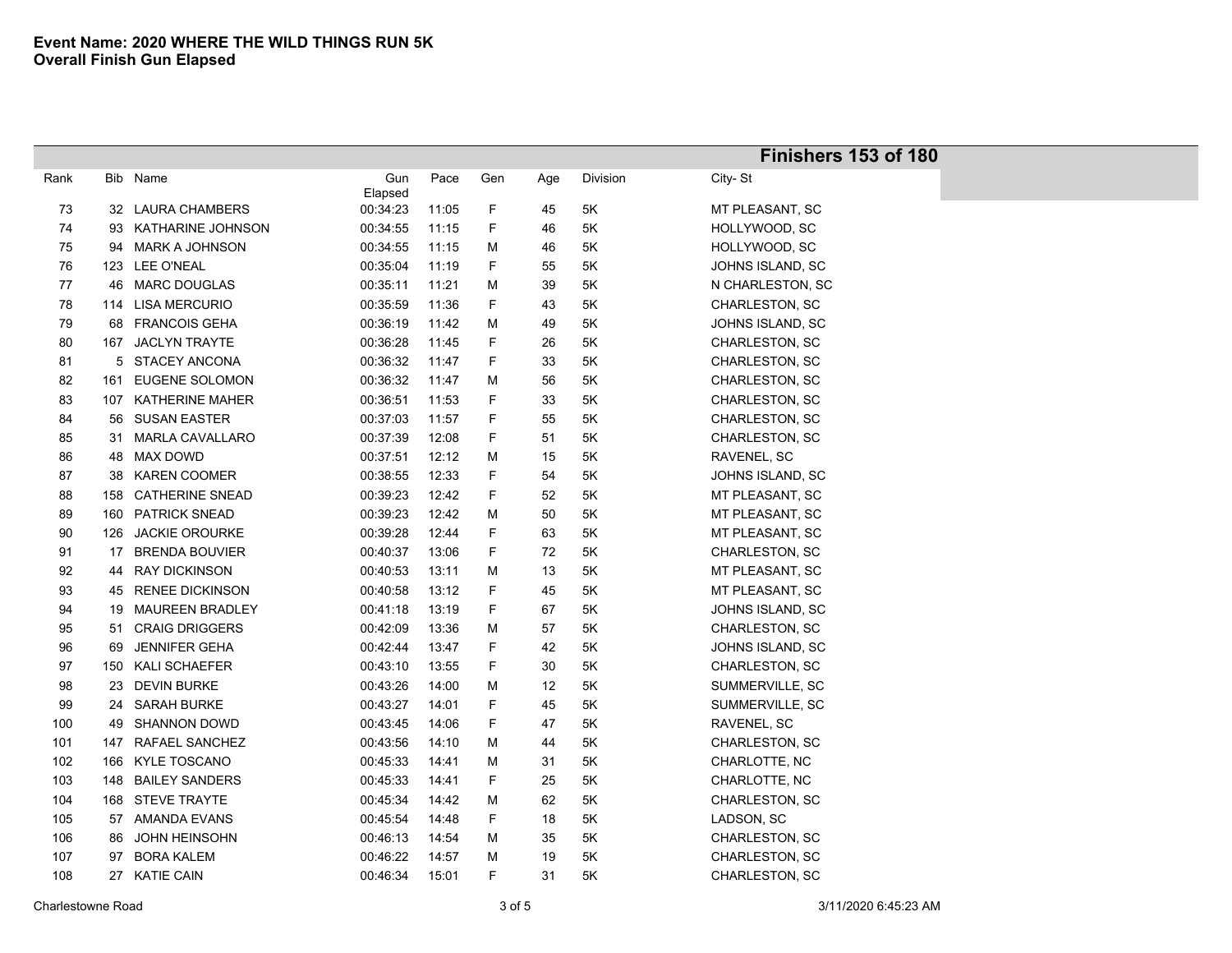**Event Name: 2020 WHERE THE WILD THINGS RUN 5K**
**Overall Finish Gun Elapsed**

**Finishers 153 of 180**

| Rank | Bib | Name | Gun Elapsed | Pace | Gen | Age | Division | City- St |
|---|---|---|---|---|---|---|---|---|
| 73 | 32 | LAURA CHAMBERS | 00:34:23 | 11:05 | F | 45 | 5K | MT PLEASANT, SC |
| 74 | 93 | KATHARINE JOHNSON | 00:34:55 | 11:15 | F | 46 | 5K | HOLLYWOOD, SC |
| 75 | 94 | MARK A JOHNSON | 00:34:55 | 11:15 | M | 46 | 5K | HOLLYWOOD, SC |
| 76 | 123 | LEE O'NEAL | 00:35:04 | 11:19 | F | 55 | 5K | JOHNS ISLAND, SC |
| 77 | 46 | MARC DOUGLAS | 00:35:11 | 11:21 | M | 39 | 5K | N CHARLESTON, SC |
| 78 | 114 | LISA MERCURIO | 00:35:59 | 11:36 | F | 43 | 5K | CHARLESTON, SC |
| 79 | 68 | FRANCOIS GEHA | 00:36:19 | 11:42 | M | 49 | 5K | JOHNS ISLAND, SC |
| 80 | 167 | JACLYN TRAYTE | 00:36:28 | 11:45 | F | 26 | 5K | CHARLESTON, SC |
| 81 | 5 | STACEY ANCONA | 00:36:32 | 11:47 | F | 33 | 5K | CHARLESTON, SC |
| 82 | 161 | EUGENE SOLOMON | 00:36:32 | 11:47 | M | 56 | 5K | CHARLESTON, SC |
| 83 | 107 | KATHERINE MAHER | 00:36:51 | 11:53 | F | 33 | 5K | CHARLESTON, SC |
| 84 | 56 | SUSAN EASTER | 00:37:03 | 11:57 | F | 55 | 5K | CHARLESTON, SC |
| 85 | 31 | MARLA CAVALLARO | 00:37:39 | 12:08 | F | 51 | 5K | CHARLESTON, SC |
| 86 | 48 | MAX DOWD | 00:37:51 | 12:12 | M | 15 | 5K | RAVENEL, SC |
| 87 | 38 | KAREN COOMER | 00:38:55 | 12:33 | F | 54 | 5K | JOHNS ISLAND, SC |
| 88 | 158 | CATHERINE SNEAD | 00:39:23 | 12:42 | F | 52 | 5K | MT PLEASANT, SC |
| 89 | 160 | PATRICK SNEAD | 00:39:23 | 12:42 | M | 50 | 5K | MT PLEASANT, SC |
| 90 | 126 | JACKIE OROURKE | 00:39:28 | 12:44 | F | 63 | 5K | MT PLEASANT, SC |
| 91 | 17 | BRENDA BOUVIER | 00:40:37 | 13:06 | F | 72 | 5K | CHARLESTON, SC |
| 92 | 44 | RAY DICKINSON | 00:40:53 | 13:11 | M | 13 | 5K | MT PLEASANT, SC |
| 93 | 45 | RENEE DICKINSON | 00:40:58 | 13:12 | F | 45 | 5K | MT PLEASANT, SC |
| 94 | 19 | MAUREEN BRADLEY | 00:41:18 | 13:19 | F | 67 | 5K | JOHNS ISLAND, SC |
| 95 | 51 | CRAIG DRIGGERS | 00:42:09 | 13:36 | M | 57 | 5K | CHARLESTON, SC |
| 96 | 69 | JENNIFER GEHA | 00:42:44 | 13:47 | F | 42 | 5K | JOHNS ISLAND, SC |
| 97 | 150 | KALI SCHAEFER | 00:43:10 | 13:55 | F | 30 | 5K | CHARLESTON, SC |
| 98 | 23 | DEVIN BURKE | 00:43:26 | 14:00 | M | 12 | 5K | SUMMERVILLE, SC |
| 99 | 24 | SARAH BURKE | 00:43:27 | 14:01 | F | 45 | 5K | SUMMERVILLE, SC |
| 100 | 49 | SHANNON DOWD | 00:43:45 | 14:06 | F | 47 | 5K | RAVENEL, SC |
| 101 | 147 | RAFAEL SANCHEZ | 00:43:56 | 14:10 | M | 44 | 5K | CHARLESTON, SC |
| 102 | 166 | KYLE TOSCANO | 00:45:33 | 14:41 | M | 31 | 5K | CHARLOTTE, NC |
| 103 | 148 | BAILEY SANDERS | 00:45:33 | 14:41 | F | 25 | 5K | CHARLOTTE, NC |
| 104 | 168 | STEVE TRAYTE | 00:45:34 | 14:42 | M | 62 | 5K | CHARLESTON, SC |
| 105 | 57 | AMANDA EVANS | 00:45:54 | 14:48 | F | 18 | 5K | LADSON, SC |
| 106 | 86 | JOHN HEINSOHN | 00:46:13 | 14:54 | M | 35 | 5K | CHARLESTON, SC |
| 107 | 97 | BORA KALEM | 00:46:22 | 14:57 | M | 19 | 5K | CHARLESTON, SC |
| 108 | 27 | KATIE CAIN | 00:46:34 | 15:01 | F | 31 | 5K | CHARLESTON, SC |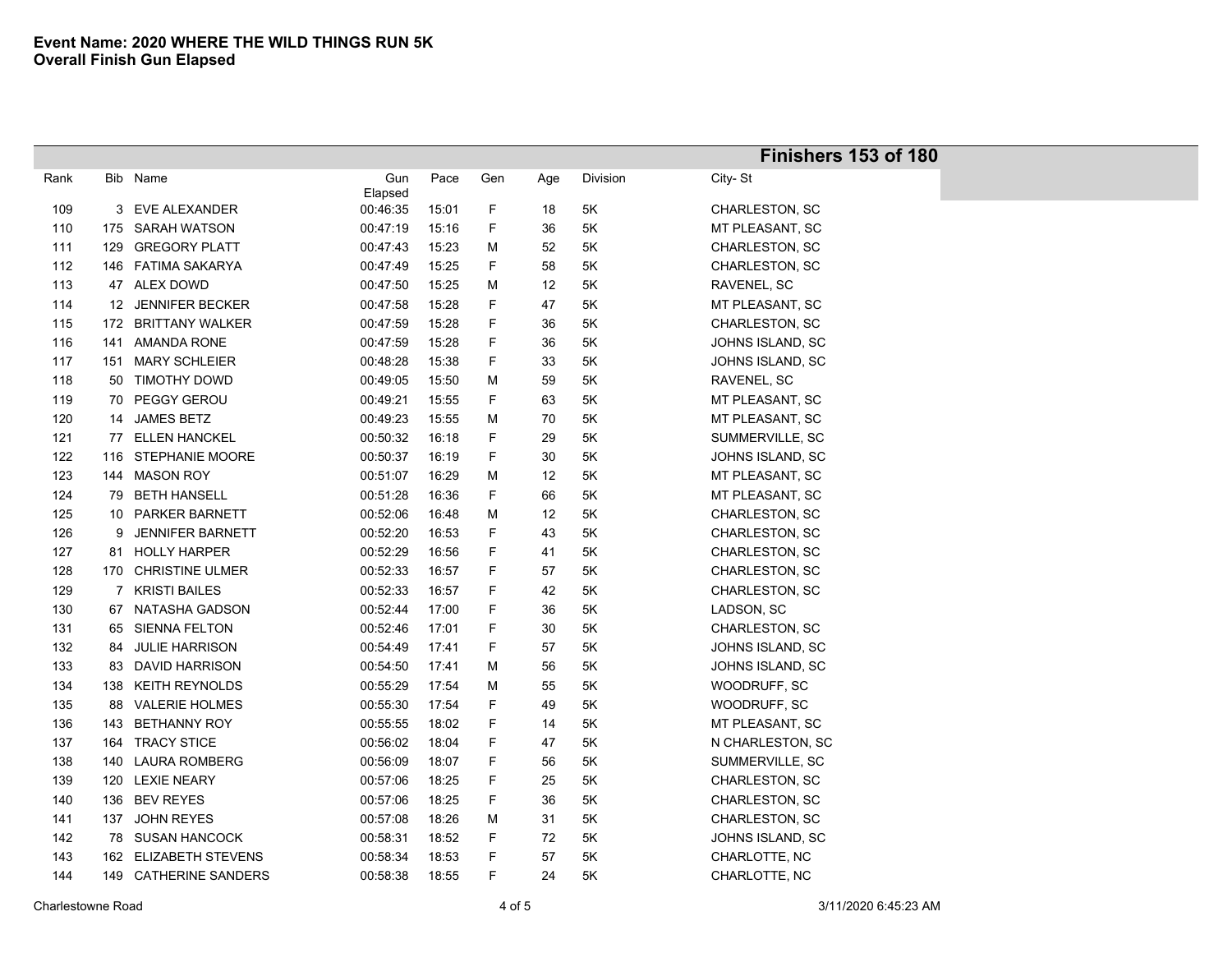**Event Name: 2020 WHERE THE WILD THINGS RUN 5K**
**Overall Finish Gun Elapsed**

**Finishers 153 of 180**

| Rank | Bib | Name | Gun Elapsed | Pace | Gen | Age | Division | City- St |
|---|---|---|---|---|---|---|---|---|
| 109 | 3 | EVE ALEXANDER | 00:46:35 | 15:01 | F | 18 | 5K | CHARLESTON, SC |
| 110 | 175 | SARAH WATSON | 00:47:19 | 15:16 | F | 36 | 5K | MT PLEASANT, SC |
| 111 | 129 | GREGORY PLATT | 00:47:43 | 15:23 | M | 52 | 5K | CHARLESTON, SC |
| 112 | 146 | FATIMA SAKARYA | 00:47:49 | 15:25 | F | 58 | 5K | CHARLESTON, SC |
| 113 | 47 | ALEX DOWD | 00:47:50 | 15:25 | M | 12 | 5K | RAVENEL, SC |
| 114 | 12 | JENNIFER BECKER | 00:47:58 | 15:28 | F | 47 | 5K | MT PLEASANT, SC |
| 115 | 172 | BRITTANY WALKER | 00:47:59 | 15:28 | F | 36 | 5K | CHARLESTON, SC |
| 116 | 141 | AMANDA RONE | 00:47:59 | 15:28 | F | 36 | 5K | JOHNS ISLAND, SC |
| 117 | 151 | MARY SCHLEIER | 00:48:28 | 15:38 | F | 33 | 5K | JOHNS ISLAND, SC |
| 118 | 50 | TIMOTHY DOWD | 00:49:05 | 15:50 | M | 59 | 5K | RAVENEL, SC |
| 119 | 70 | PEGGY GEROU | 00:49:21 | 15:55 | F | 63 | 5K | MT PLEASANT, SC |
| 120 | 14 | JAMES BETZ | 00:49:23 | 15:55 | M | 70 | 5K | MT PLEASANT, SC |
| 121 | 77 | ELLEN HANCKEL | 00:50:32 | 16:18 | F | 29 | 5K | SUMMERVILLE, SC |
| 122 | 116 | STEPHANIE MOORE | 00:50:37 | 16:19 | F | 30 | 5K | JOHNS ISLAND, SC |
| 123 | 144 | MASON ROY | 00:51:07 | 16:29 | M | 12 | 5K | MT PLEASANT, SC |
| 124 | 79 | BETH HANSELL | 00:51:28 | 16:36 | F | 66 | 5K | MT PLEASANT, SC |
| 125 | 10 | PARKER BARNETT | 00:52:06 | 16:48 | M | 12 | 5K | CHARLESTON, SC |
| 126 | 9 | JENNIFER BARNETT | 00:52:20 | 16:53 | F | 43 | 5K | CHARLESTON, SC |
| 127 | 81 | HOLLY HARPER | 00:52:29 | 16:56 | F | 41 | 5K | CHARLESTON, SC |
| 128 | 170 | CHRISTINE ULMER | 00:52:33 | 16:57 | F | 57 | 5K | CHARLESTON, SC |
| 129 | 7 | KRISTI BAILES | 00:52:33 | 16:57 | F | 42 | 5K | CHARLESTON, SC |
| 130 | 67 | NATASHA GADSON | 00:52:44 | 17:00 | F | 36 | 5K | LADSON, SC |
| 131 | 65 | SIENNA FELTON | 00:52:46 | 17:01 | F | 30 | 5K | CHARLESTON, SC |
| 132 | 84 | JULIE HARRISON | 00:54:49 | 17:41 | F | 57 | 5K | JOHNS ISLAND, SC |
| 133 | 83 | DAVID HARRISON | 00:54:50 | 17:41 | M | 56 | 5K | JOHNS ISLAND, SC |
| 134 | 138 | KEITH REYNOLDS | 00:55:29 | 17:54 | M | 55 | 5K | WOODRUFF, SC |
| 135 | 88 | VALERIE HOLMES | 00:55:30 | 17:54 | F | 49 | 5K | WOODRUFF, SC |
| 136 | 143 | BETHANNY ROY | 00:55:55 | 18:02 | F | 14 | 5K | MT PLEASANT, SC |
| 137 | 164 | TRACY STICE | 00:56:02 | 18:04 | F | 47 | 5K | N CHARLESTON, SC |
| 138 | 140 | LAURA ROMBERG | 00:56:09 | 18:07 | F | 56 | 5K | SUMMERVILLE, SC |
| 139 | 120 | LEXIE NEARY | 00:57:06 | 18:25 | F | 25 | 5K | CHARLESTON, SC |
| 140 | 136 | BEV REYES | 00:57:06 | 18:25 | F | 36 | 5K | CHARLESTON, SC |
| 141 | 137 | JOHN REYES | 00:57:08 | 18:26 | M | 31 | 5K | CHARLESTON, SC |
| 142 | 78 | SUSAN HANCOCK | 00:58:31 | 18:52 | F | 72 | 5K | JOHNS ISLAND, SC |
| 143 | 162 | ELIZABETH STEVENS | 00:58:34 | 18:53 | F | 57 | 5K | CHARLOTTE, NC |
| 144 | 149 | CATHERINE SANDERS | 00:58:38 | 18:55 | F | 24 | 5K | CHARLOTTE, NC |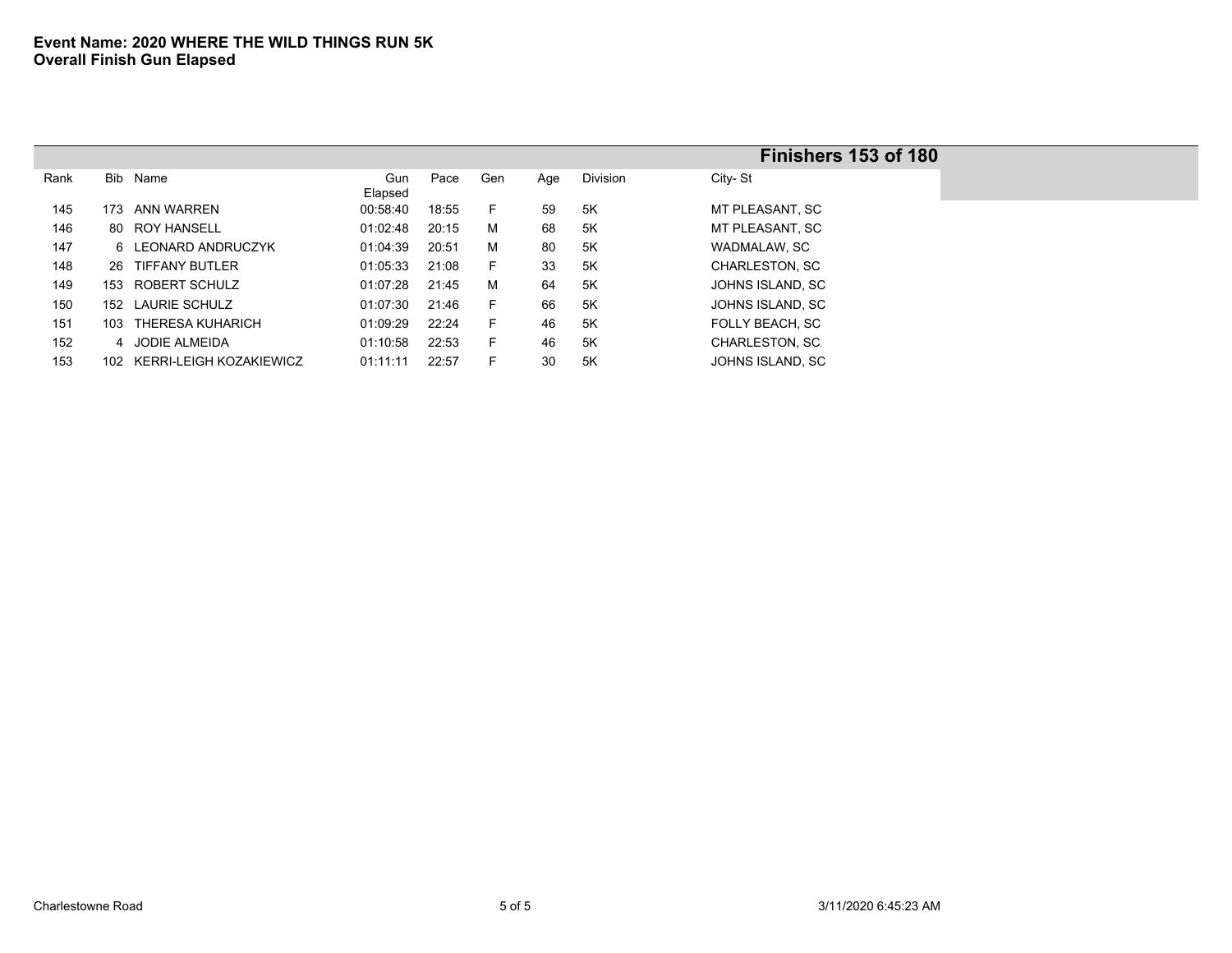**Event Name: 2020 WHERE THE WILD THINGS RUN 5K**
**Overall Finish Gun Elapsed**

**Finishers 153 of 180**

| Rank | Bib | Name | Gun Elapsed | Pace | Gen | Age | Division | City- St |
|---|---|---|---|---|---|---|---|---|
| 145 | 173 | ANN WARREN | 00:58:40 | 18:55 | F | 59 | 5K | MT PLEASANT, SC |
| 146 | 80 | ROY HANSELL | 01:02:48 | 20:15 | M | 68 | 5K | MT PLEASANT, SC |
| 147 | 6 | LEONARD ANDRUCZYK | 01:04:39 | 20:51 | M | 80 | 5K | WADMALAW, SC |
| 148 | 26 | TIFFANY BUTLER | 01:05:33 | 21:08 | F | 33 | 5K | CHARLESTON, SC |
| 149 | 153 | ROBERT SCHULZ | 01:07:28 | 21:45 | M | 64 | 5K | JOHNS ISLAND, SC |
| 150 | 152 | LAURIE SCHULZ | 01:07:30 | 21:46 | F | 66 | 5K | JOHNS ISLAND, SC |
| 151 | 103 | THERESA KUHARICH | 01:09:29 | 22:24 | F | 46 | 5K | FOLLY BEACH, SC |
| 152 | 4 | JODIE ALMEIDA | 01:10:58 | 22:53 | F | 46 | 5K | CHARLESTON, SC |
| 153 | 102 | KERRI-LEIGH KOZAKIEWICZ | 01:11:11 | 22:57 | F | 30 | 5K | JOHNS ISLAND, SC |

Charlestowne Road

3/11/2020 6:45:23 AM